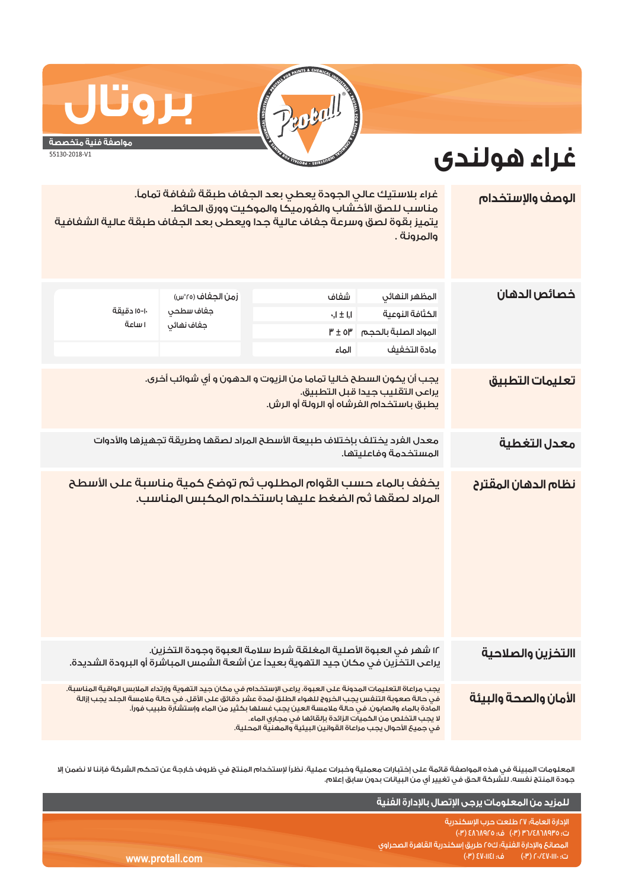# بروتال

**مواصفة فنية متخصصة**

55130-2018-V1

# غراء هولندى

## الوصف والإستخدام

غراء بلاستيك عالي الجودة يعطي بعد الجفاف طبقة شفافة تماماً.
مناسب للصق الأخشاب والفورميكا والموكيت وورق الحائط.
يتميز بقوة لصق وسرعة جفاف عالية جدا ويعطى بعد الجفاف طبقة عالية الشفافية والمرونة .

## خصائص الدهان

| الخاصية | القيمة |
|---|---|
| المظهر النهائي | شفاف |
| الكثافة النوعية | ١٫١ ± ٠٫١ |
| المواد الصلبة بالحجم | ٥٣ ± ٣ |
| مادة التخفيف | الماء |

| زمن الجفاف (٢٥°س) | |
|---|---|
| جفاف سطحي | ١٠-١٥ دقيقة |
| جفاف نهائي | ١ ساعة |

## تعليمات التطبيق

يجب أن يكون السطح خاليا تماما من الزيوت و الدهون و أي شوائب أخرى.
يراعى التقليب جيدا قبل التطبيق.
يطبق باستخدام الفرشاه أو الرولة أو الرش.

## معدل التغطية

معدل الفرد يختلف بإختلاف طبيعة الأسطح المراد لصقها وطريقة تجهيزها والأدوات المستخدمة وفاعليتها.

## نظام الدهان المقترح

يخفف بالماء حسب القوام المطلوب ثم توضع كمية مناسبة على الأسطح المراد لصقها ثم الضغط عليها باستخدام المكبس المناسب.

## التخزين والصلاحية

١٢ شهر في العبوة الأصلية المغلقة شرط سلامة العبوة وجودة التخزين.
يراعى التخزين في مكان جيد التهوية بعيداً عن أشعة الشمس المباشرة أو البرودة الشديدة.

## الأمان والصحة والبيئة

يجب مراعاة التعليمات المدونة على العبوة. يراعى الإستخدام في مكان جيد التهوية وإرتداء الملابس الواقية المناسبة.
في حالة صعوبة التنفس يجب الخروج للهواء الطلق لمدة عشر دقائق على الأقل. في حالة ملامسة الجلد يجب إزالة المادة بالماء والصابون. في حالة ملامسة العين يجب غسلها بكثير من الماء وإستشارة طبيب فوراً.
لا يجب التخلص من الكميات الزائدة بإلقائها في مجاري الماء.
في جميع الأحوال يجب مراعاة القوانين البيئية والمهنية المحلية.

المعلومات المبينة في هذه المواصفة قائمة على إختبارات معملية وخبرات عملية. نظراً لإستخدام المنتج في ظروف خارجة عن تحكم الشركة فإننا لا نضمن إلا جودة المنتج نفسه. للشركة الحق في تغيير أي من البيانات بدون سابق إعلام.

**للمزيد من المعلومات يرجى الإتصال بالإدارة الفنية**

الإدارة العامة: ٢٧ طلعت حرب الإسكندرية
ت: ٤٨٦٨٩٣٥/٣٦ (٠٣) ف: ٤٨٦٨٩٢٥ (٠٣)
المصانع والإدارة الفنية: ك٢٥ طريق إسكندرية القاهرة الصحراوي
ت: ٤٧٠١١١٠/٢٠ (٠٣) ف: ٤٧٠١١٤١ (٠٣)

www.protall.com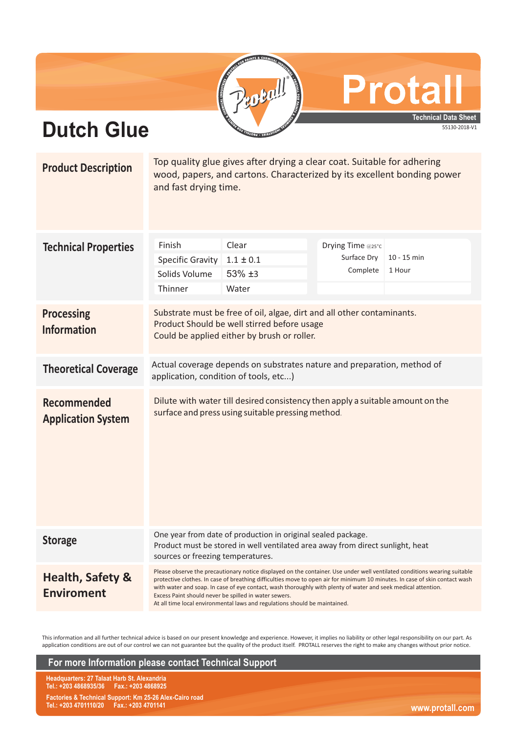# Protall

**Technical Data Sheet**

55130-2018-V1

# Dutch Glue

## Product Description

Top quality glue gives after drying a clear coat. Suitable for adhering wood, papers, and cartons. Characterized by its excellent bonding power and fast drying time.

## Technical Properties

| | |
|---|---|
| Finish | Clear |
| Specific Gravity | 1.1 ± 0.1 |
| Solids Volume | 53% ±3 |
| Thinner | Water |

| Drying Time @25°C | |
|---|---|
| Surface Dry | 10 - 15 min |
| Complete | 1 Hour |

## Processing Information

Substrate must be free of oil, algae, dirt and all other contaminants.
Product Should be well stirred before usage
Could be applied either by brush or roller.

## Theoretical Coverage

Actual coverage depends on substrates nature and preparation, method of application, condition of tools, etc...)

## Recommended Application System

Dilute with water till desired consistency then apply a suitable amount on the surface and press using suitable pressing method.

## Storage

One year from date of production in original sealed package.
Product must be stored in well ventilated area away from direct sunlight, heat sources or freezing temperatures.

## Health, Safety & Enviroment

Please observe the precautionary notice displayed on the container. Use under well ventilated conditions wearing suitable protective clothes. In case of breathing difficulties move to open air for minimum 10 minutes. In case of skin contact wash with water and soap. In case of eye contact, wash thoroughly with plenty of water and seek medical attention.
Excess Paint should never be spilled in water sewers.
At all time local environmental laws and regulations should be maintained.

This information and all further technical advice is based on our present knowledge and experience. However, it implies no liability or other legal responsibility on our part. As application conditions are out of our control we can not guarantee but the quality of the product itself. PROTALL reserves the right to make any changes without prior notice.

**For more Information please contact Technical Support**

**Headquarters: 27 Talaat Harb St. Alexandria**
**Tel.: +203 4868935/36 Fax.: +203 4868925**

**Factories & Technical Support: Km 25-26 Alex-Cairo road**
**Tel.: +203 4701110/20 Fax.: +203 4701141**

**www.protall.com**